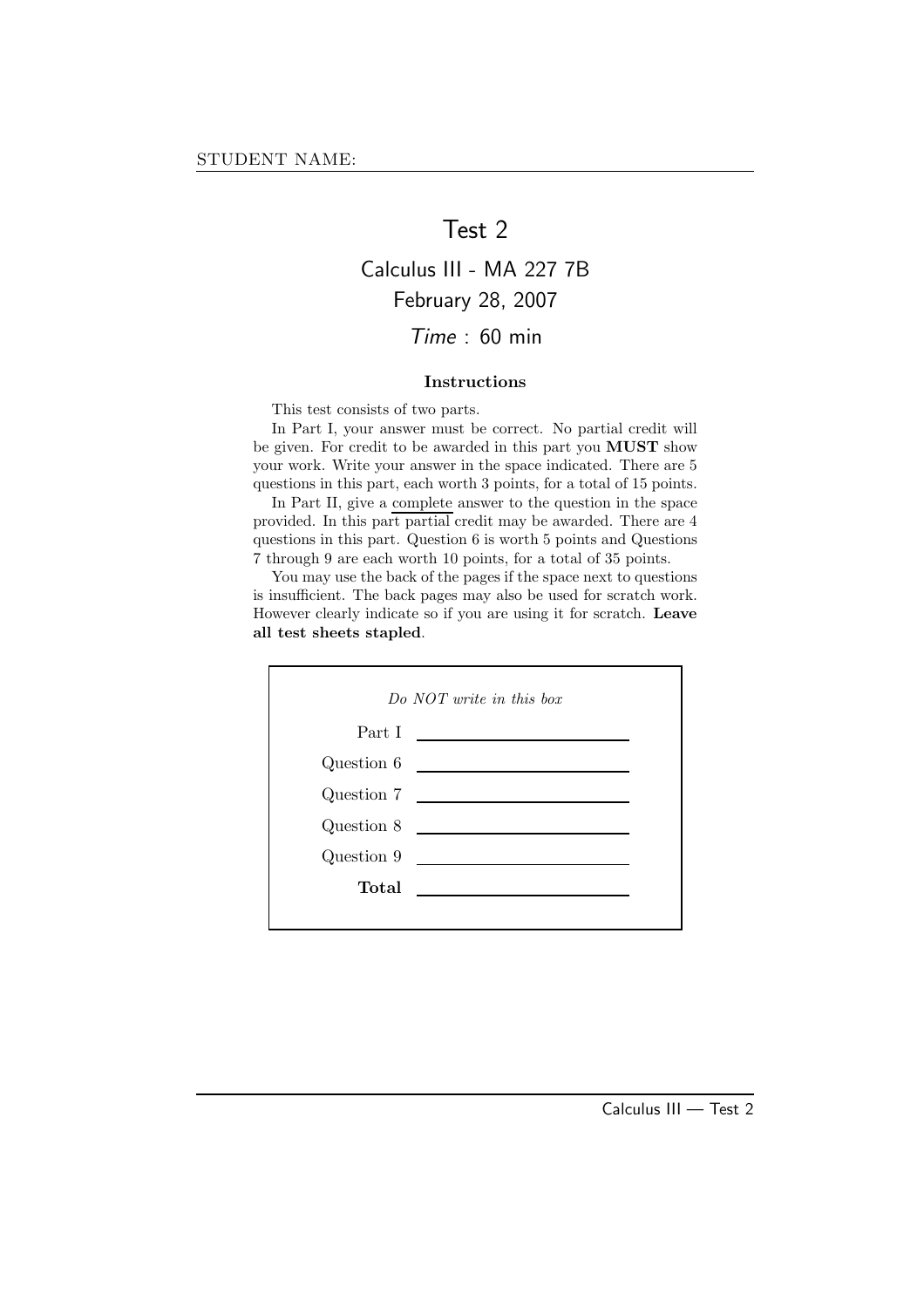STUDENT NAME:

# Test 2

## Calculus III - MA 227 7B

## February 28, 2007

## *Time* : 60 min

### Instructions

This test consists of two parts.

In Part I, your answer must be correct. No partial credit will be given. For credit to be awarded in this part you **MUST** show your work. Write your answer in the space indicated. There are 5 questions in this part, each worth 3 points, for a total of 15 points.

In Part II, give a complete answer to the question in the space provided. In this part partial credit may be awarded. There are 4 questions in this part. Question 6 is worth 5 points and Questions 7 through 9 are each worth 10 points, for a total of 35 points.

You may use the back of the pages if the space next to questions is insufficient. The back pages may also be used for scratch work. However clearly indicate so if you are using it for scratch. **Leave all test sheets stapled**.

*Do NOT write in this box*

| | |
|---|---|
| Part I | |
| Question 6 | |
| Question 7 | |
| Question 8 | |
| Question 9 | |
| **Total** | |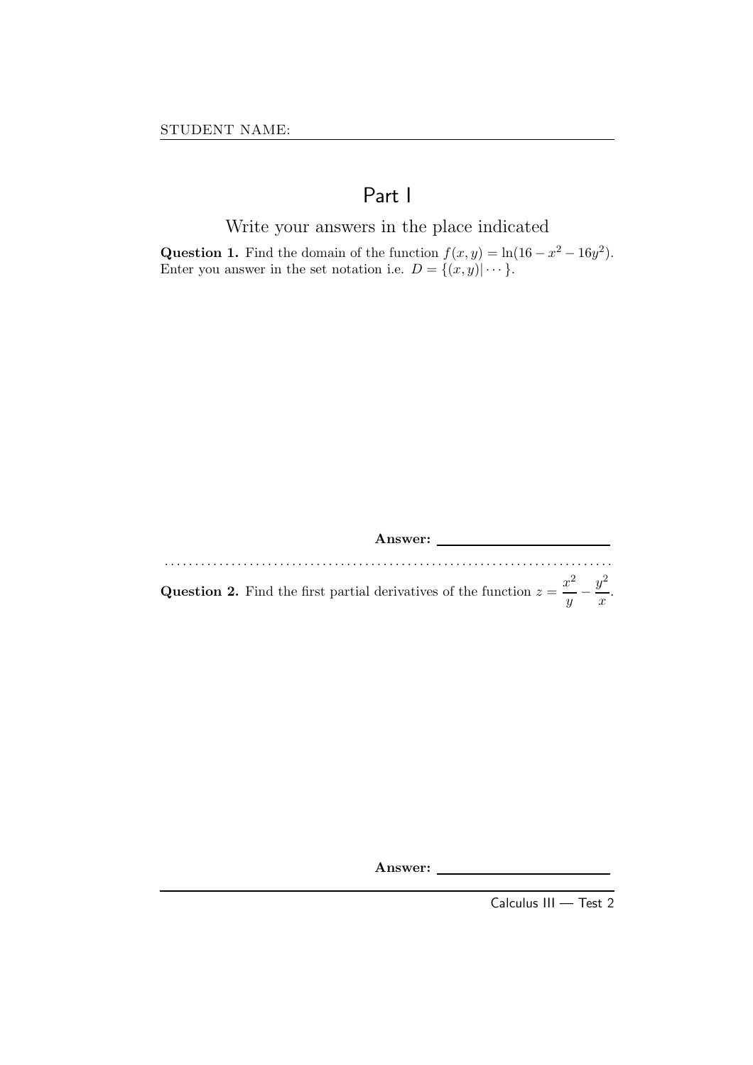STUDENT NAME:

# Part I

Write your answers in the place indicated

**Question 1.** Find the domain of the function $f(x, y) = \ln(16 - x^2 - 16y^2)$. Enter you answer in the set notation i.e. $D = \{(x, y)| \cdots\}$.

**Answer:** \_\_\_\_\_\_\_\_\_\_\_\_\_\_\_\_\_\_\_\_\_\_

**Question 2.** Find the first partial derivatives of the function $z = \dfrac{x^2}{y} - \dfrac{y^2}{x}$.

**Answer:** \_\_\_\_\_\_\_\_\_\_\_\_\_\_\_\_\_\_\_\_\_\_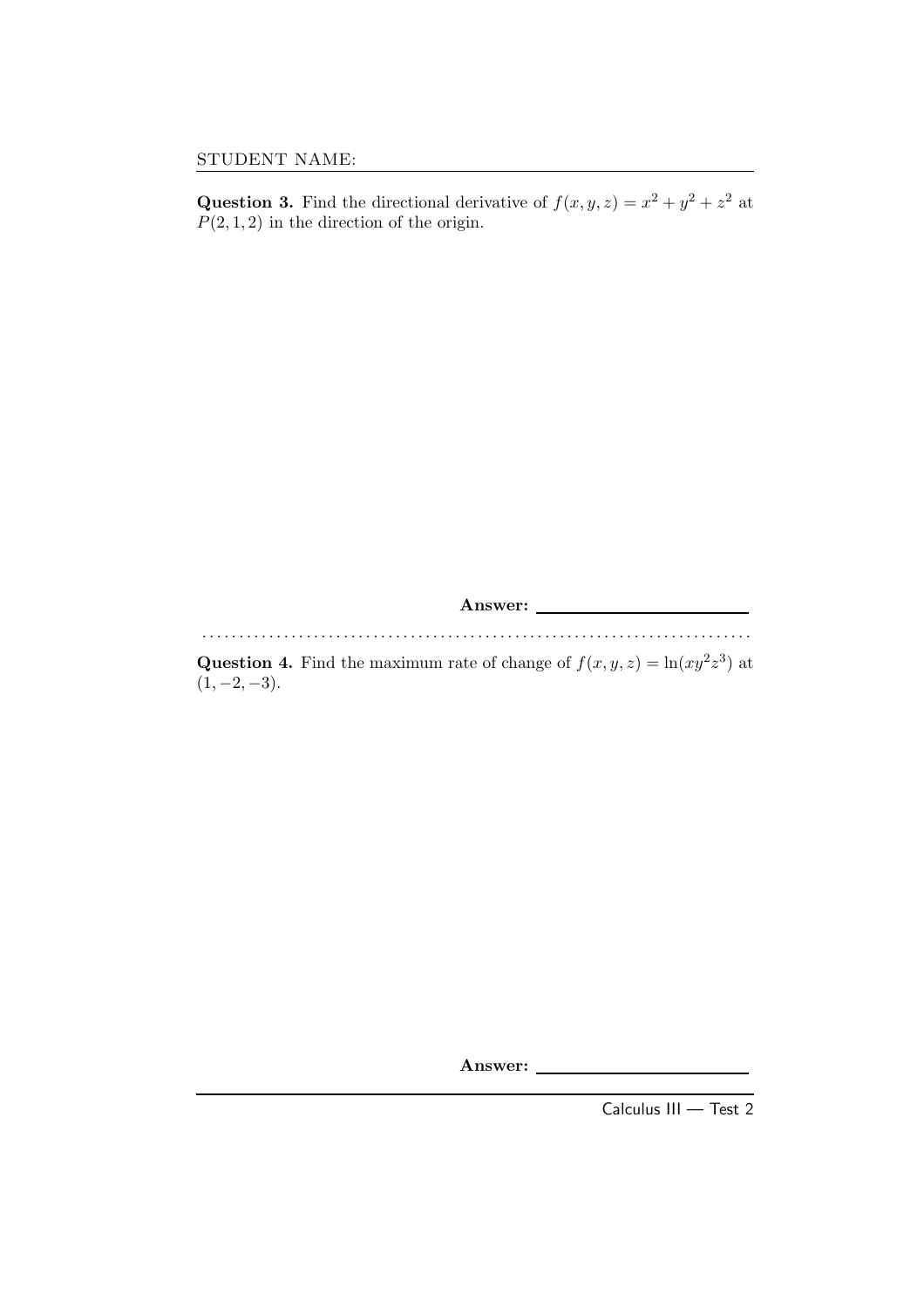STUDENT NAME:

**Question 3.** Find the directional derivative of $f(x, y, z) = x^2 + y^2 + z^2$ at $P(2, 1, 2)$ in the direction of the origin.

**Answer:** ______________________

**Question 4.** Find the maximum rate of change of $f(x, y, z) = \ln(xy^2z^3)$ at $(1, -2, -3)$.

**Answer:** ______________________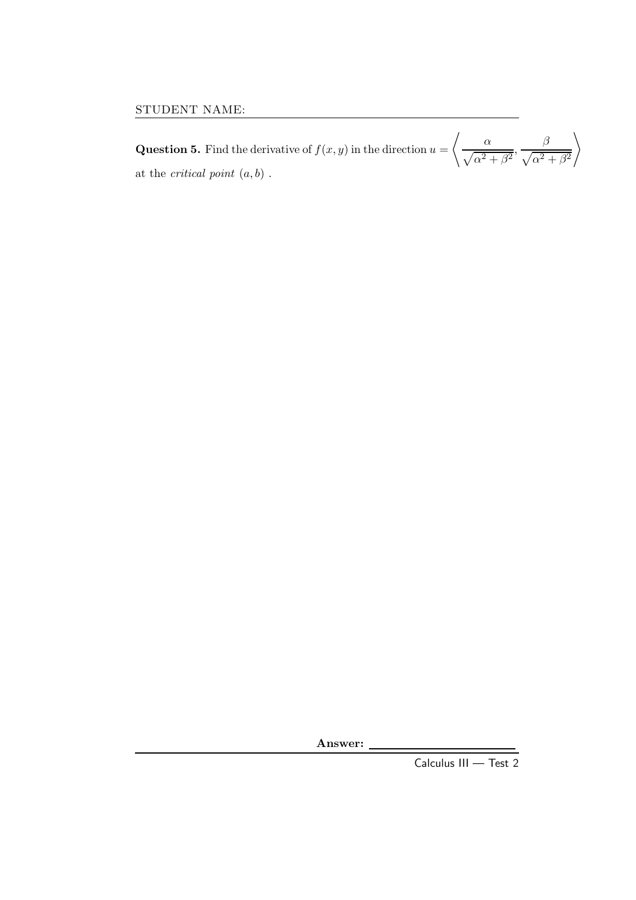STUDENT NAME:

**Question 5.** Find the derivative of $f(x, y)$ in the direction $u = \left\langle \frac{\alpha}{\sqrt{\alpha^2 + \beta^2}}, \frac{\beta}{\sqrt{\alpha^2 + \beta^2}} \right\rangle$ at the *critical point* $(a, b)$ .

**Answer:** ______________________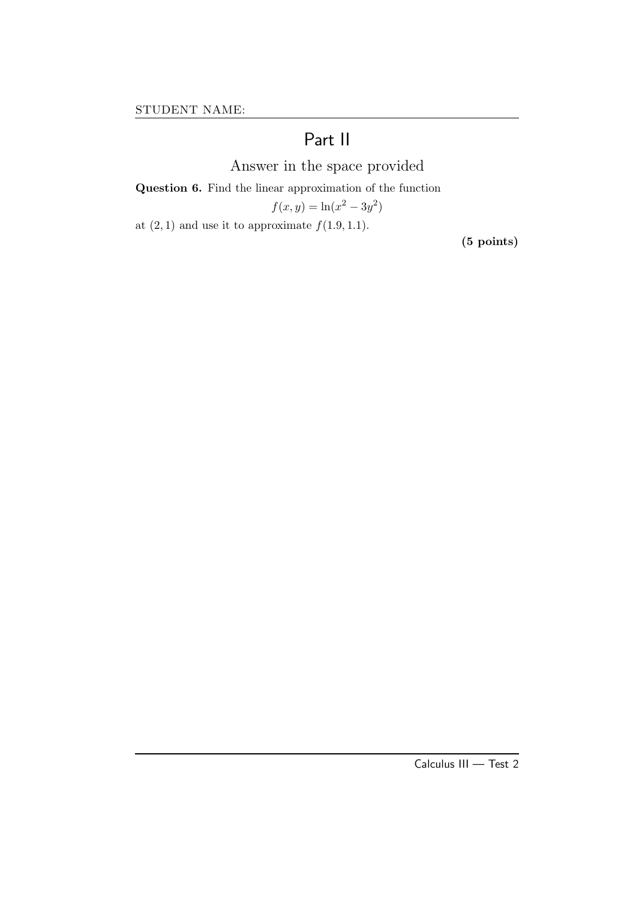STUDENT NAME:

# Part II

## Answer in the space provided

**Question 6.** Find the linear approximation of the function

$$f(x, y) = \ln(x^2 - 3y^2)$$

at $(2, 1)$ and use it to approximate $f(1.9, 1.1)$.

**(5 points)**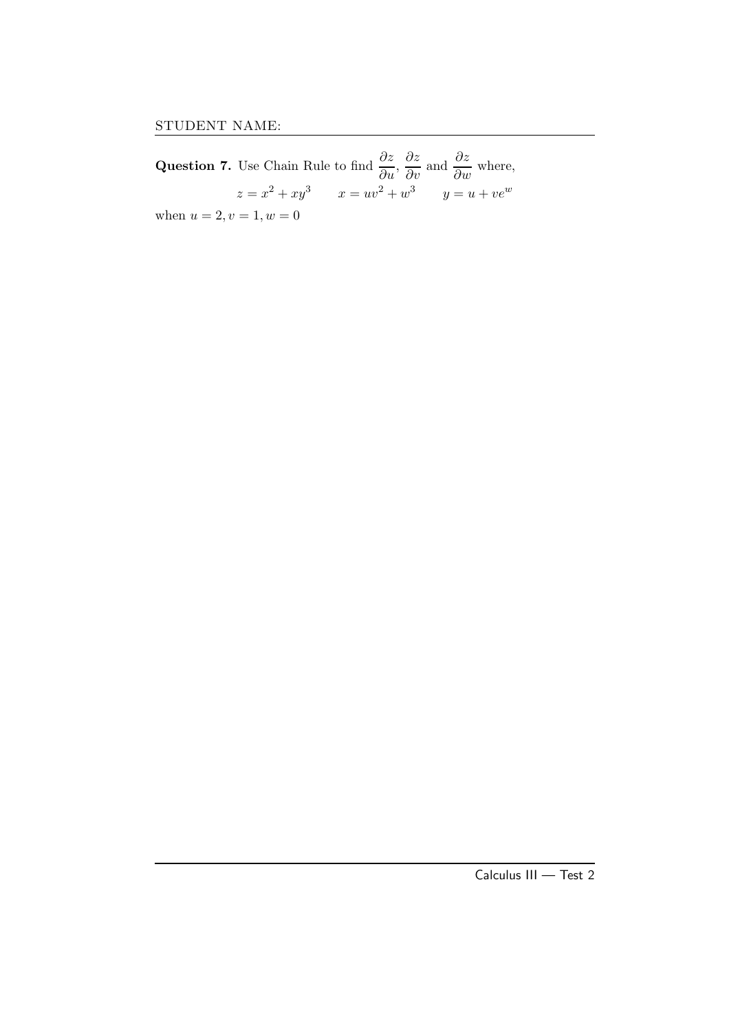STUDENT NAME:

**Question 7.** Use Chain Rule to find $\dfrac{\partial z}{\partial u}$, $\dfrac{\partial z}{\partial v}$ and $\dfrac{\partial z}{\partial w}$ where,

$$z = x^2 + xy^3 \qquad x = uv^2 + w^3 \qquad y = u + ve^w$$

when $u = 2, v = 1, w = 0$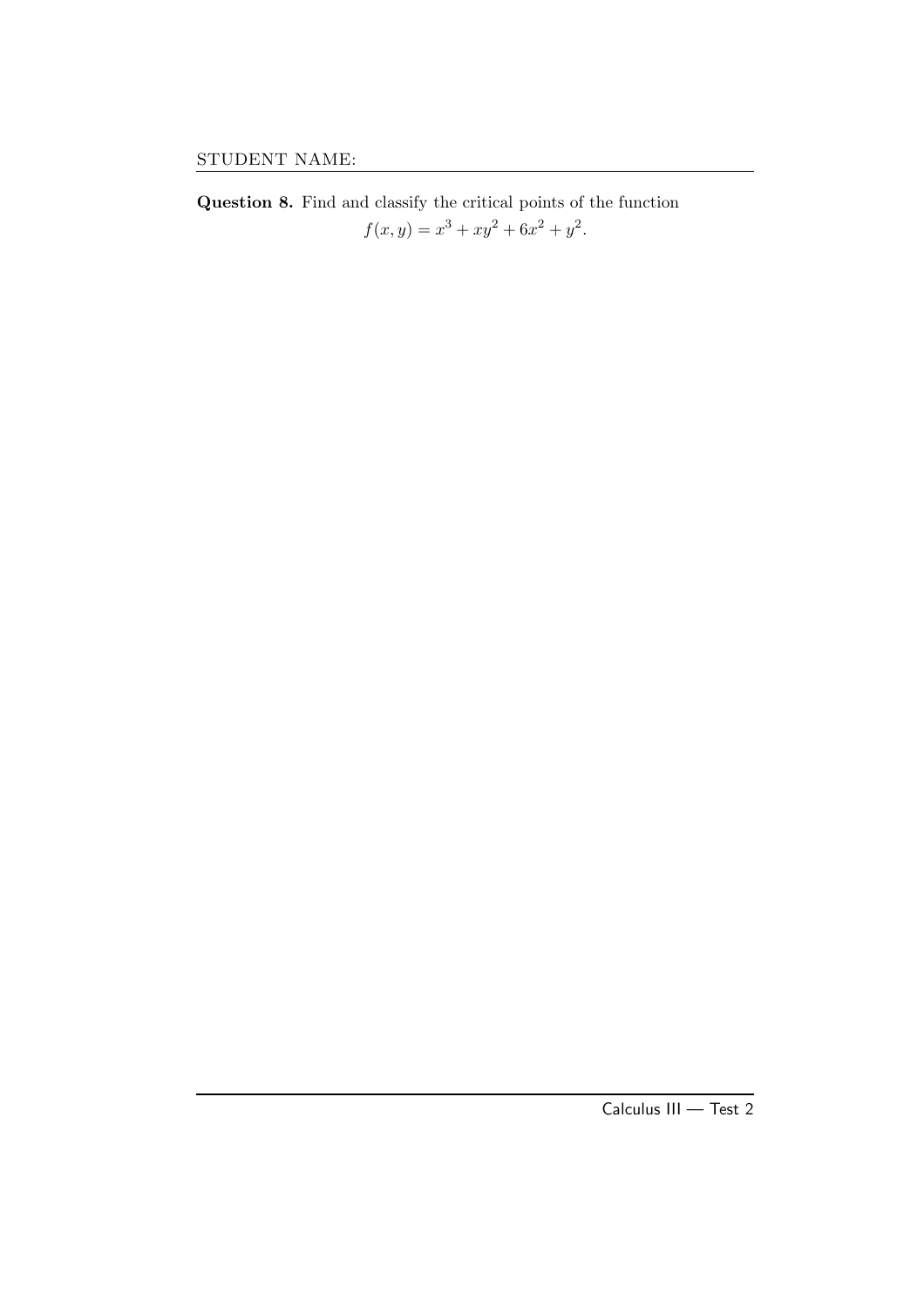STUDENT NAME:

**Question 8.** Find and classify the critical points of the function

$$f(x, y) = x^3 + xy^2 + 6x^2 + y^2.$$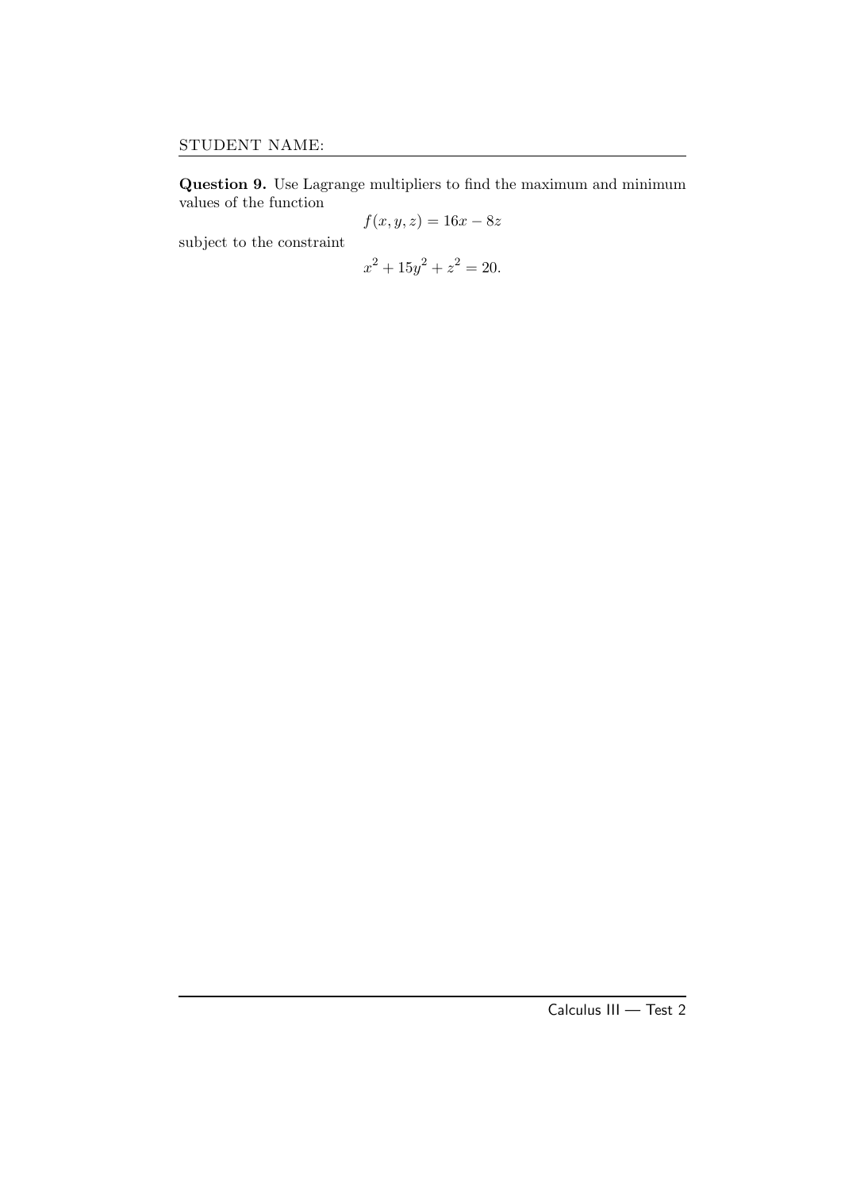STUDENT NAME:

**Question 9.** Use Lagrange multipliers to find the maximum and minimum values of the function

$$f(x, y, z) = 16x - 8z$$

subject to the constraint

$$x^2 + 15y^2 + z^2 = 20.$$